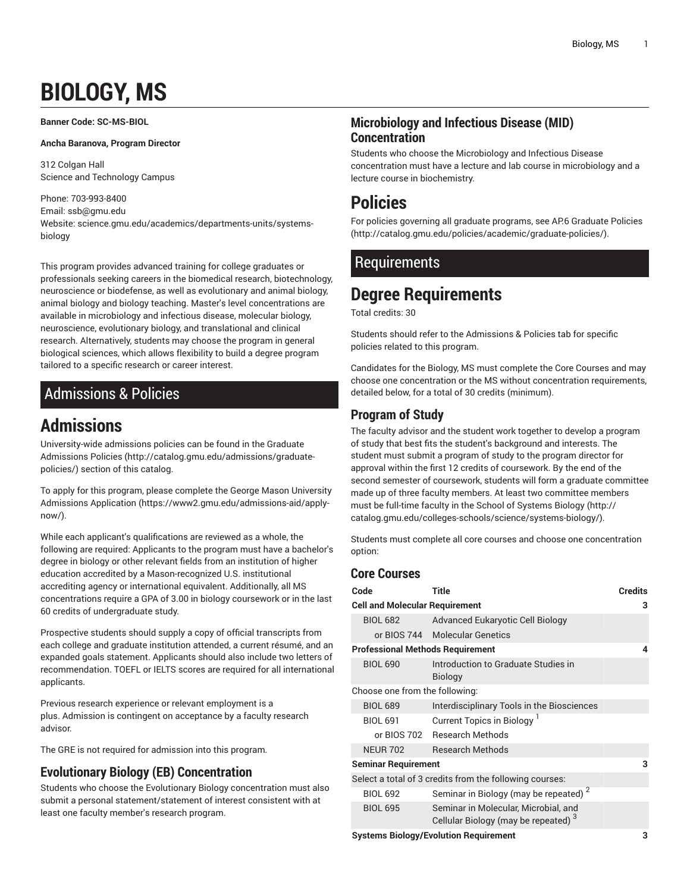# BIOLOGY, MS

**Banner Code: SC-MS-BIOL**

**Ancha Baranova, Program Director**

312 Colgan Hall
Science and Technology Campus

Phone: 703-993-8400
Email: ssb@gmu.edu
Website: science.gmu.edu/academics/departments-units/systems-biology

This program provides advanced training for college graduates or professionals seeking careers in the biomedical research, biotechnology, neuroscience or biodefense, as well as evolutionary and animal biology, animal biology and biology teaching. Master's level concentrations are available in microbiology and infectious disease, molecular biology, neuroscience, evolutionary biology, and translational and clinical research. Alternatively, students may choose the program in general biological sciences, which allows flexibility to build a degree program tailored to a specific research or career interest.

## Admissions & Policies

# Admissions

University-wide admissions policies can be found in the Graduate Admissions Policies (http://catalog.gmu.edu/admissions/graduate-policies/) section of this catalog.

To apply for this program, please complete the George Mason University Admissions Application (https://www2.gmu.edu/admissions-aid/apply-now/).

While each applicant's qualifications are reviewed as a whole, the following are required: Applicants to the program must have a bachelor's degree in biology or other relevant fields from an institution of higher education accredited by a Mason-recognized U.S. institutional accrediting agency or international equivalent. Additionally, all MS concentrations require a GPA of 3.00 in biology coursework or in the last 60 credits of undergraduate study.

Prospective students should supply a copy of official transcripts from each college and graduate institution attended, a current résumé, and an expanded goals statement. Applicants should also include two letters of recommendation. TOEFL or IELTS scores are required for all international applicants.

Previous research experience or relevant employment is a plus. Admission is contingent on acceptance by a faculty research advisor.

The GRE is not required for admission into this program.

### Evolutionary Biology (EB) Concentration

Students who choose the Evolutionary Biology concentration must also submit a personal statement/statement of interest consistent with at least one faculty member's research program.

### Microbiology and Infectious Disease (MID) Concentration

Students who choose the Microbiology and Infectious Disease concentration must have a lecture and lab course in microbiology and a lecture course in biochemistry.

# Policies

For policies governing all graduate programs, see AP.6 Graduate Policies (http://catalog.gmu.edu/policies/academic/graduate-policies/).

## Requirements

# Degree Requirements

Total credits: 30

Students should refer to the Admissions & Policies tab for specific policies related to this program.

Candidates for the Biology, MS must complete the Core Courses and may choose one concentration or the MS without concentration requirements, detailed below, for a total of 30 credits (minimum).

### Program of Study

The faculty advisor and the student work together to develop a program of study that best fits the student's background and interests. The student must submit a program of study to the program director for approval within the first 12 credits of coursework. By the end of the second semester of coursework, students will form a graduate committee made up of three faculty members. At least two committee members must be full-time faculty in the School of Systems Biology (http://catalog.gmu.edu/colleges-schools/science/systems-biology/).

Students must complete all core courses and choose one concentration option:

### Core Courses

| Code | Title | Credits |
|---|---|---|
| **Cell and Molecular Requirement** | | **3** |
| BIOL 682 | Advanced Eukaryotic Cell Biology | |
| or BIOS 744 | Molecular Genetics | |
| **Professional Methods Requirement** | | **4** |
| BIOL 690 | Introduction to Graduate Studies in Biology | |
| Choose one from the following: | | |
| BIOL 689 | Interdisciplinary Tools in the Biosciences | |
| BIOL 691 | Current Topics in Biology [1] | |
| or BIOS 702 | Research Methods | |
| NEUR 702 | Research Methods | |
| **Seminar Requirement** | | **3** |
| Select a total of 3 credits from the following courses: | | |
| BIOL 692 | Seminar in Biology (may be repeated) [2] | |
| BIOL 695 | Seminar in Molecular, Microbial, and Cellular Biology (may be repeated) [3] | |
| **Systems Biology/Evolution Requirement** | | **3** |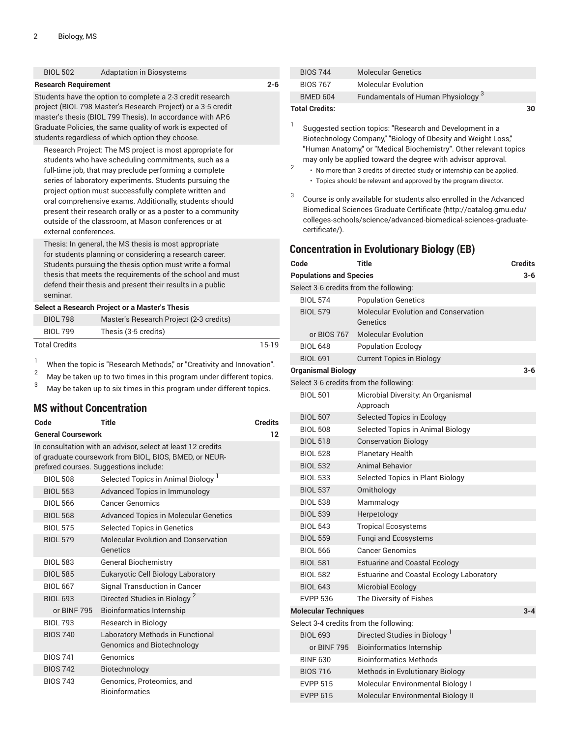| Code | Title | Credits |
|---|---|---|
| BIOL 502 | Adaptation in Biosystems | |
| **Research Requirement** | | **2-6** |
| Students have the option to complete a 2-3 credit research project (BIOL 798 Master's Research Project) or a 3-5 credit master's thesis (BIOL 799 Thesis). In accordance with AP.6 Graduate Policies, the same quality of work is expected of students regardless of which option they choose. | | |
| Research Project: The MS project is most appropriate for students who have scheduling commitments, such as a full-time job, that may preclude performing a complete series of laboratory experiments. Students pursuing the project option must successfully complete written and oral comprehensive exams. Additionally, students should present their research orally or as a poster to a community outside of the classroom, at Mason conferences or at external conferences. | | |
| Thesis: In general, the MS thesis is most appropriate for students planning or considering a research career. Students pursuing the thesis option must write a formal thesis that meets the requirements of the school and must defend their thesis and present their results in a public seminar. | | |
| **Select a Research Project or a Master's Thesis** | | |
| BIOL 798 | Master's Research Project (2-3 credits) | |
| BIOL 799 | Thesis (3-5 credits) | |
| Total Credits | | 15-19 |

1. When the topic is "Research Methods," or "Creativity and Innovation".
2. May be taken up to two times in this program under different topics.
3. May be taken up to six times in this program under different topics.

## MS without Concentration

| Code | Title | Credits |
|---|---|---|
| **General Coursework** | | **12** |
| In consultation with an advisor, select at least 12 credits of graduate coursework from BIOL, BIOS, BMED, or NEUR-prefixed courses. Suggestions include: | | |
| BIOL 508 | Selected Topics in Animal Biology [1] | |
| BIOL 553 | Advanced Topics in Immunology | |
| BIOL 566 | Cancer Genomics | |
| BIOL 568 | Advanced Topics in Molecular Genetics | |
| BIOL 575 | Selected Topics in Genetics | |
| BIOL 579 | Molecular Evolution and Conservation Genetics | |
| BIOL 583 | General Biochemistry | |
| BIOL 585 | Eukaryotic Cell Biology Laboratory | |
| BIOL 667 | Signal Transduction in Cancer | |
| BIOL 693 | Directed Studies in Biology [2] | |
| or BINF 795 | Bioinformatics Internship | |
| BIOL 793 | Research in Biology | |
| BIOS 740 | Laboratory Methods in Functional Genomics and Biotechnology | |
| BIOS 741 | Genomics | |
| BIOS 742 | Biotechnology | |
| BIOS 743 | Genomics, Proteomics, and Bioinformatics | |
| BIOS 744 | Molecular Genetics | |
| BIOS 767 | Molecular Evolution | |
| BMED 604 | Fundamentals of Human Physiology [3] | |
| **Total Credits:** | | **30** |

1. Suggested section topics: "Research and Development in a Biotechnology Company," "Biology of Obesity and Weight Loss," "Human Anatomy," or "Medical Biochemistry". Other relevant topics may only be applied toward the degree with advisor approval.
2. 
   - No more than 3 credits of directed study or internship can be applied.
   - Topics should be relevant and approved by the program director.
3. Course is only available for students also enrolled in the Advanced Biomedical Sciences Graduate Certificate (http://catalog.gmu.edu/colleges-schools/science/advanced-biomedical-sciences-graduate-certificate/).

## Concentration in Evolutionary Biology (EB)

| Code | Title | Credits |
|---|---|---|
| **Populations and Species** | | **3-6** |
| Select 3-6 credits from the following: | | |
| BIOL 574 | Population Genetics | |
| BIOL 579 | Molecular Evolution and Conservation Genetics | |
| or BIOS 767 | Molecular Evolution | |
| BIOL 648 | Population Ecology | |
| BIOL 691 | Current Topics in Biology | |
| **Organismal Biology** | | **3-6** |
| Select 3-6 credits from the following: | | |
| BIOL 501 | Microbial Diversity: An Organismal Approach | |
| BIOL 507 | Selected Topics in Ecology | |
| BIOL 508 | Selected Topics in Animal Biology | |
| BIOL 518 | Conservation Biology | |
| BIOL 528 | Planetary Health | |
| BIOL 532 | Animal Behavior | |
| BIOL 533 | Selected Topics in Plant Biology | |
| BIOL 537 | Ornithology | |
| BIOL 538 | Mammalogy | |
| BIOL 539 | Herpetology | |
| BIOL 543 | Tropical Ecosystems | |
| BIOL 559 | Fungi and Ecosystems | |
| BIOL 566 | Cancer Genomics | |
| BIOL 581 | Estuarine and Coastal Ecology | |
| BIOL 582 | Estuarine and Coastal Ecology Laboratory | |
| BIOL 643 | Microbial Ecology | |
| EVPP 536 | The Diversity of Fishes | |
| **Molecular Techniques** | | **3-4** |
| Select 3-4 credits from the following: | | |
| BIOL 693 | Directed Studies in Biology [1] | |
| or BINF 795 | Bioinformatics Internship | |
| BINF 630 | Bioinformatics Methods | |
| BIOS 716 | Methods in Evolutionary Biology | |
| EVPP 515 | Molecular Environmental Biology I | |
| EVPP 615 | Molecular Environmental Biology II | |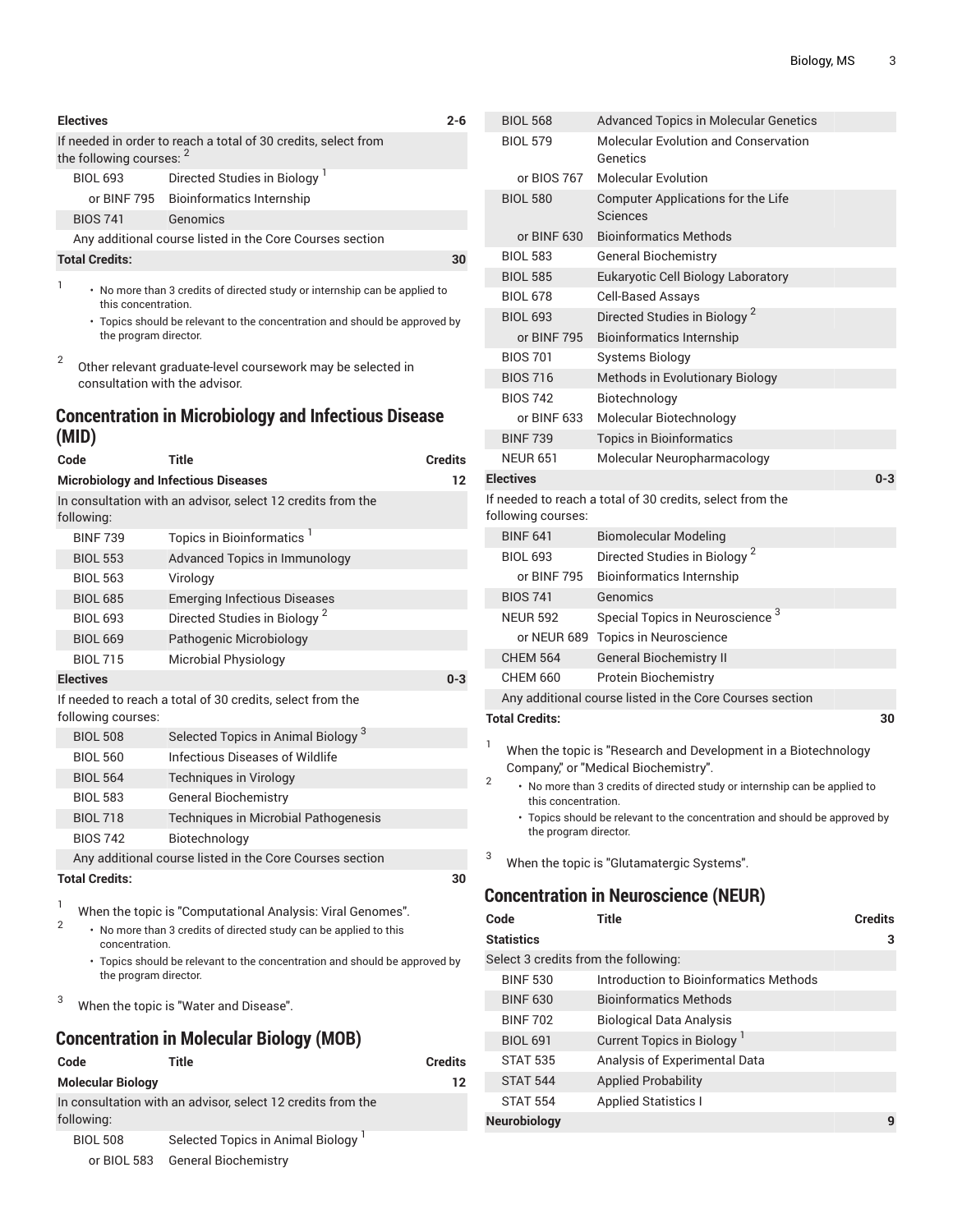| Code | Title | Credits |
| --- | --- | --- |
| **Electives** | | **2-6** |
| If needed in order to reach a total of 30 credits, select from the following courses: [2] | | |
| BIOL 693 | Directed Studies in Biology [1] | |
| or BINF 795 | Bioinformatics Internship | |
| BIOS 741 | Genomics | |
| Any additional course listed in the Core Courses section | | |
| **Total Credits:** | | **30** |

1
- No more than 3 credits of directed study or internship can be applied to this concentration.
- Topics should be relevant to the concentration and should be approved by the program director.

2 Other relevant graduate-level coursework may be selected in consultation with the advisor.

## Concentration in Microbiology and Infectious Disease (MID)

| Code | Title | Credits |
| --- | --- | --- |
| **Microbiology and Infectious Diseases** | | **12** |
| In consultation with an advisor, select 12 credits from the following: | | |
| BINF 739 | Topics in Bioinformatics [1] | |
| BIOL 553 | Advanced Topics in Immunology | |
| BIOL 563 | Virology | |
| BIOL 685 | Emerging Infectious Diseases | |
| BIOL 693 | Directed Studies in Biology [2] | |
| BIOL 669 | Pathogenic Microbiology | |
| BIOL 715 | Microbial Physiology | |
| **Electives** | | **0-3** |
| If needed to reach a total of 30 credits, select from the following courses: | | |
| BIOL 508 | Selected Topics in Animal Biology [3] | |
| BIOL 560 | Infectious Diseases of Wildlife | |
| BIOL 564 | Techniques in Virology | |
| BIOL 583 | General Biochemistry | |
| BIOL 718 | Techniques in Microbial Pathogenesis | |
| BIOS 742 | Biotechnology | |
| Any additional course listed in the Core Courses section | | |
| **Total Credits:** | | **30** |

1 When the topic is "Computational Analysis: Viral Genomes".

2
- No more than 3 credits of directed study can be applied to this concentration.
- Topics should be relevant to the concentration and should be approved by the program director.

3 When the topic is "Water and Disease".

## Concentration in Molecular Biology (MOB)

| Code | Title | Credits |
| --- | --- | --- |
| **Molecular Biology** | | **12** |
| In consultation with an advisor, select 12 credits from the following: | | |
| BIOL 508 | Selected Topics in Animal Biology [1] | |
| or BIOL 583 | General Biochemistry | |
| BIOL 568 | Advanced Topics in Molecular Genetics | |
| BIOL 579 | Molecular Evolution and Conservation Genetics | |
| or BIOS 767 | Molecular Evolution | |
| BIOL 580 | Computer Applications for the Life Sciences | |
| or BINF 630 | Bioinformatics Methods | |
| BIOL 583 | General Biochemistry | |
| BIOL 585 | Eukaryotic Cell Biology Laboratory | |
| BIOL 678 | Cell-Based Assays | |
| BIOL 693 | Directed Studies in Biology [2] | |
| or BINF 795 | Bioinformatics Internship | |
| BIOS 701 | Systems Biology | |
| BIOS 716 | Methods in Evolutionary Biology | |
| BIOS 742 | Biotechnology | |
| or BINF 633 | Molecular Biotechnology | |
| BINF 739 | Topics in Bioinformatics | |
| NEUR 651 | Molecular Neuropharmacology | |
| **Electives** | | **0-3** |
| If needed to reach a total of 30 credits, select from the following courses: | | |
| BINF 641 | Biomolecular Modeling | |
| BIOL 693 | Directed Studies in Biology [2] | |
| or BINF 795 | Bioinformatics Internship | |
| BIOS 741 | Genomics | |
| NEUR 592 | Special Topics in Neuroscience [3] | |
| or NEUR 689 | Topics in Neuroscience | |
| CHEM 564 | General Biochemistry II | |
| CHEM 660 | Protein Biochemistry | |
| Any additional course listed in the Core Courses section | | |
| **Total Credits:** | | **30** |

1 When the topic is "Research and Development in a Biotechnology Company," or "Medical Biochemistry".

2
- No more than 3 credits of directed study or internship can be applied to this concentration.
- Topics should be relevant to the concentration and should be approved by the program director.

3 When the topic is "Glutamatergic Systems".

## Concentration in Neuroscience (NEUR)

| Code | Title | Credits |
| --- | --- | --- |
| **Statistics** | | **3** |
| Select 3 credits from the following: | | |
| BINF 530 | Introduction to Bioinformatics Methods | |
| BINF 630 | Bioinformatics Methods | |
| BINF 702 | Biological Data Analysis | |
| BIOL 691 | Current Topics in Biology [1] | |
| STAT 535 | Analysis of Experimental Data | |
| STAT 544 | Applied Probability | |
| STAT 554 | Applied Statistics I | |
| **Neurobiology** | | **9** |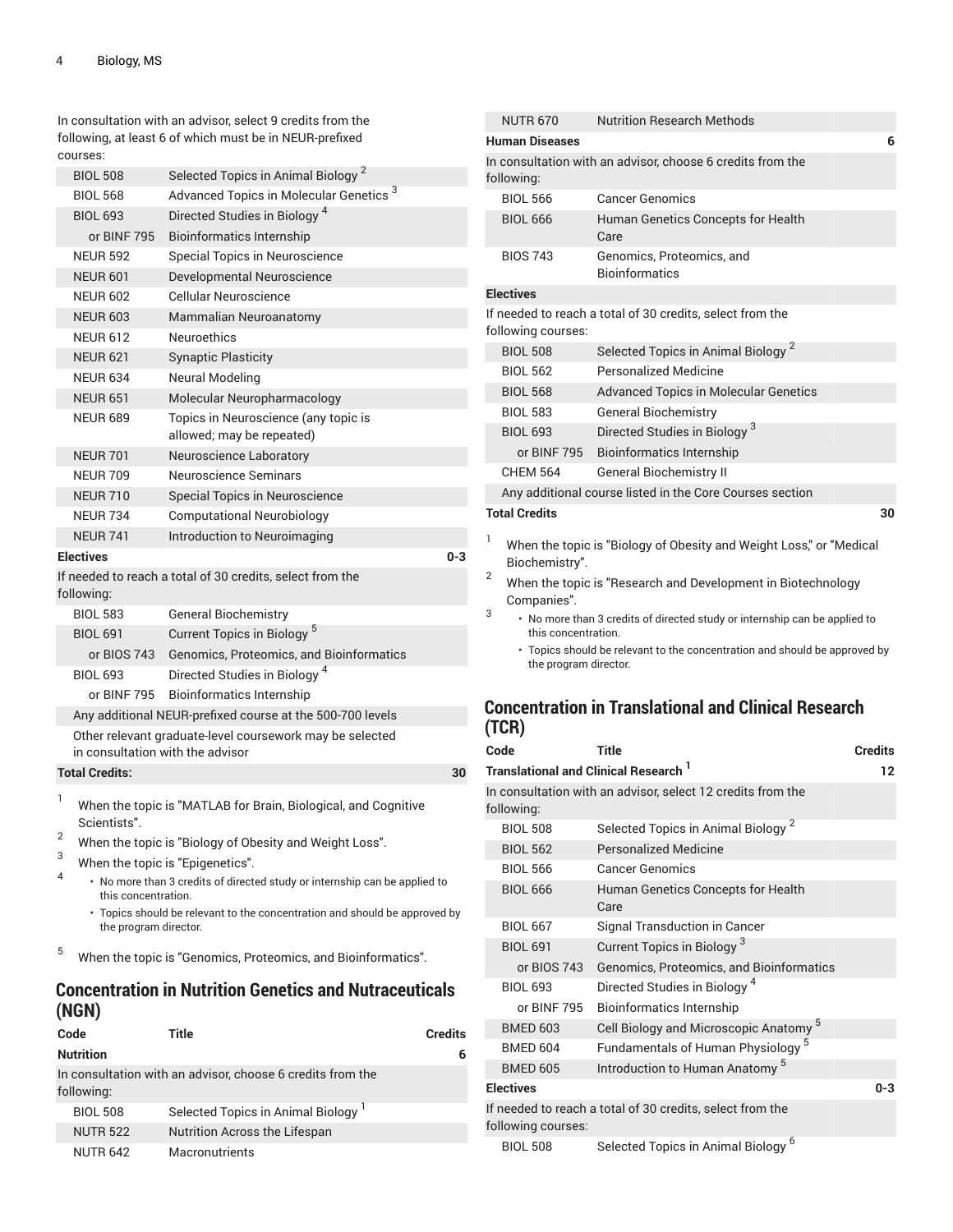| | | |
|---|---|---|
| In consultation with an advisor, select 9 credits from the following, at least 6 of which must be in NEUR-prefixed courses: | | |
| BIOL 508 | Selected Topics in Animal Biology [2] | |
| BIOL 568 | Advanced Topics in Molecular Genetics [3] | |
| BIOL 693 | Directed Studies in Biology [4] | |
| or BINF 795 | Bioinformatics Internship | |
| NEUR 592 | Special Topics in Neuroscience | |
| NEUR 601 | Developmental Neuroscience | |
| NEUR 602 | Cellular Neuroscience | |
| NEUR 603 | Mammalian Neuroanatomy | |
| NEUR 612 | Neuroethics | |
| NEUR 621 | Synaptic Plasticity | |
| NEUR 634 | Neural Modeling | |
| NEUR 651 | Molecular Neuropharmacology | |
| NEUR 689 | Topics in Neuroscience (any topic is allowed; may be repeated) | |
| NEUR 701 | Neuroscience Laboratory | |
| NEUR 709 | Neuroscience Seminars | |
| NEUR 710 | Special Topics in Neuroscience | |
| NEUR 734 | Computational Neurobiology | |
| NEUR 741 | Introduction to Neuroimaging | |
| **Electives** | | 0-3 |
| If needed to reach a total of 30 credits, select from the following: | | |
| BIOL 583 | General Biochemistry | |
| BIOL 691 | Current Topics in Biology [5] | |
| or BIOS 743 | Genomics, Proteomics, and Bioinformatics | |
| BIOL 693 | Directed Studies in Biology [4] | |
| or BINF 795 | Bioinformatics Internship | |
| Any additional NEUR-prefixed course at the 500-700 levels | | |
| Other relevant graduate-level coursework may be selected in consultation with the advisor | | |
| **Total Credits:** | | 30 |

1. When the topic is "MATLAB for Brain, Biological, and Cognitive Scientists".
2. When the topic is "Biology of Obesity and Weight Loss".
3. When the topic is "Epigenetics".
4. - No more than 3 credits of directed study or internship can be applied to this concentration.
   - Topics should be relevant to the concentration and should be approved by the program director.
5. When the topic is "Genomics, Proteomics, and Bioinformatics".

## Concentration in Nutrition Genetics and Nutraceuticals (NGN)

| Code | Title | Credits |
|---|---|---|
| **Nutrition** | | 6 |
| In consultation with an advisor, choose 6 credits from the following: | | |
| BIOL 508 | Selected Topics in Animal Biology [1] | |
| NUTR 522 | Nutrition Across the Lifespan | |
| NUTR 642 | Macronutrients | |
| NUTR 670 | Nutrition Research Methods | |
| **Human Diseases** | | 6 |
| In consultation with an advisor, choose 6 credits from the following: | | |
| BIOL 566 | Cancer Genomics | |
| BIOL 666 | Human Genetics Concepts for Health Care | |
| BIOS 743 | Genomics, Proteomics, and Bioinformatics | |
| **Electives** | | |
| If needed to reach a total of 30 credits, select from the following courses: | | |
| BIOL 508 | Selected Topics in Animal Biology [2] | |
| BIOL 562 | Personalized Medicine | |
| BIOL 568 | Advanced Topics in Molecular Genetics | |
| BIOL 583 | General Biochemistry | |
| BIOL 693 | Directed Studies in Biology [3] | |
| or BINF 795 | Bioinformatics Internship | |
| CHEM 564 | General Biochemistry II | |
| Any additional course listed in the Core Courses section | | |
| **Total Credits** | | 30 |

1. When the topic is "Biology of Obesity and Weight Loss," or "Medical Biochemistry".
2. When the topic is "Research and Development in Biotechnology Companies".
3. - No more than 3 credits of directed study or internship can be applied to this concentration.
   - Topics should be relevant to the concentration and should be approved by the program director.

## Concentration in Translational and Clinical Research (TCR)

| Code | Title | Credits |
|---|---|---|
| **Translational and Clinical Research [1]** | | 12 |
| In consultation with an advisor, select 12 credits from the following: | | |
| BIOL 508 | Selected Topics in Animal Biology [2] | |
| BIOL 562 | Personalized Medicine | |
| BIOL 566 | Cancer Genomics | |
| BIOL 666 | Human Genetics Concepts for Health Care | |
| BIOL 667 | Signal Transduction in Cancer | |
| BIOL 691 | Current Topics in Biology [3] | |
| or BIOS 743 | Genomics, Proteomics, and Bioinformatics | |
| BIOL 693 | Directed Studies in Biology [4] | |
| or BINF 795 | Bioinformatics Internship | |
| BMED 603 | Cell Biology and Microscopic Anatomy [5] | |
| BMED 604 | Fundamentals of Human Physiology [5] | |
| BMED 605 | Introduction to Human Anatomy [5] | |
| **Electives** | | 0-3 |
| If needed to reach a total of 30 credits, select from the following courses: | | |
| BIOL 508 | Selected Topics in Animal Biology [6] | |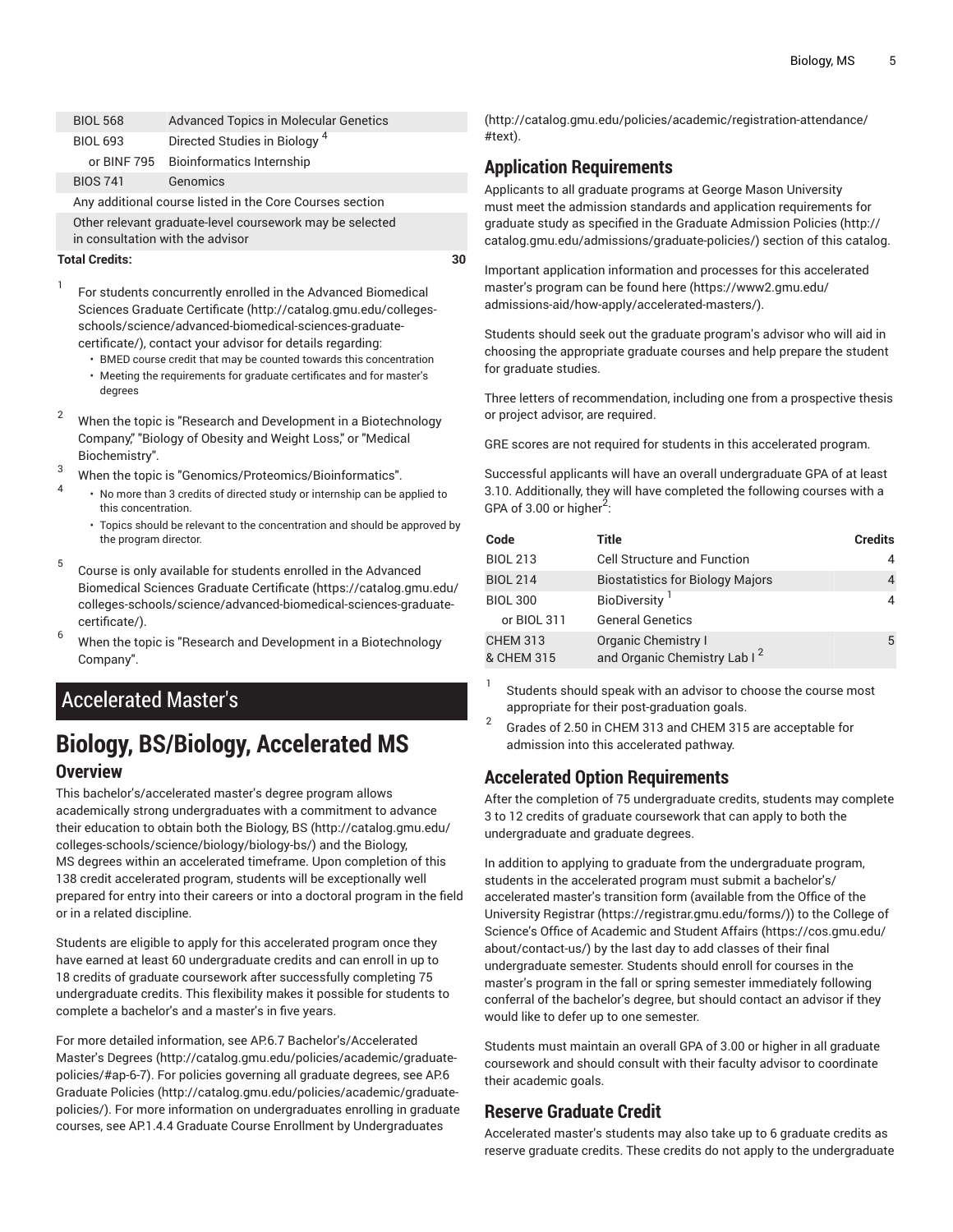| | | |
|---|---|---|
| BIOL 568 | Advanced Topics in Molecular Genetics | |
| BIOL 693 | Directed Studies in Biology [4] | |
| or BINF 795 | Bioinformatics Internship | |
| BIOS 741 | Genomics | |
| Any additional course listed in the Core Courses section | | |
| Other relevant graduate-level coursework may be selected in consultation with the advisor | | |
| **Total Credits:** | | **30** |

1. For students concurrently enrolled in the Advanced Biomedical Sciences Graduate Certificate (http://catalog.gmu.edu/colleges-schools/science/advanced-biomedical-sciences-graduate-certificate/), contact your advisor for details regarding:
   - BMED course credit that may be counted towards this concentration
   - Meeting the requirements for graduate certificates and for master's degrees
2. When the topic is "Research and Development in a Biotechnology Company," "Biology of Obesity and Weight Loss," or "Medical Biochemistry".
3. When the topic is "Genomics/Proteomics/Bioinformatics".
4. 
   - No more than 3 credits of directed study or internship can be applied to this concentration.
   - Topics should be relevant to the concentration and should be approved by the program director.
5. Course is only available for students enrolled in the Advanced Biomedical Sciences Graduate Certificate (https://catalog.gmu.edu/colleges-schools/science/advanced-biomedical-sciences-graduate-certificate/).
6. When the topic is "Research and Development in a Biotechnology Company".

# Accelerated Master's

# Biology, BS/Biology, Accelerated MS

## Overview

This bachelor's/accelerated master's degree program allows academically strong undergraduates with a commitment to advance their education to obtain both the Biology, BS (http://catalog.gmu.edu/colleges-schools/science/biology/biology-bs/) and the Biology, MS degrees within an accelerated timeframe. Upon completion of this 138 credit accelerated program, students will be exceptionally well prepared for entry into their careers or into a doctoral program in the field or in a related discipline.

Students are eligible to apply for this accelerated program once they have earned at least 60 undergraduate credits and can enroll in up to 18 credits of graduate coursework after successfully completing 75 undergraduate credits. This flexibility makes it possible for students to complete a bachelor's and a master's in five years.

For more detailed information, see AP.6.7 Bachelor's/Accelerated Master's Degrees (http://catalog.gmu.edu/policies/academic/graduate-policies/#ap-6-7). For policies governing all graduate degrees, see AP.6 Graduate Policies (http://catalog.gmu.edu/policies/academic/graduate-policies/). For more information on undergraduates enrolling in graduate courses, see AP.1.4.4 Graduate Course Enrollment by Undergraduates (http://catalog.gmu.edu/policies/academic/registration-attendance/#text).

## Application Requirements

Applicants to all graduate programs at George Mason University must meet the admission standards and application requirements for graduate study as specified in the Graduate Admission Policies (http://catalog.gmu.edu/admissions/graduate-policies/) section of this catalog.

Important application information and processes for this accelerated master's program can be found here (https://www2.gmu.edu/admissions-aid/how-apply/accelerated-masters/).

Students should seek out the graduate program's advisor who will aid in choosing the appropriate graduate courses and help prepare the student for graduate studies.

Three letters of recommendation, including one from a prospective thesis or project advisor, are required.

GRE scores are not required for students in this accelerated program.

Successful applicants will have an overall undergraduate GPA of at least 3.10. Additionally, they will have completed the following courses with a GPA of 3.00 or higher[2]:

| Code | Title | Credits |
|---|---|---|
| BIOL 213 | Cell Structure and Function | 4 |
| BIOL 214 | Biostatistics for Biology Majors | 4 |
| BIOL 300 | BioDiversity [1] | 4 |
| or BIOL 311 | General Genetics | |
| CHEM 313 & CHEM 315 | Organic Chemistry I and Organic Chemistry Lab I [2] | 5 |

1. Students should speak with an advisor to choose the course most appropriate for their post-graduation goals.
2. Grades of 2.50 in CHEM 313 and CHEM 315 are acceptable for admission into this accelerated pathway.

## Accelerated Option Requirements

After the completion of 75 undergraduate credits, students may complete 3 to 12 credits of graduate coursework that can apply to both the undergraduate and graduate degrees.

In addition to applying to graduate from the undergraduate program, students in the accelerated program must submit a bachelor's/accelerated master's transition form (available from the Office of the University Registrar (https://registrar.gmu.edu/forms/)) to the College of Science's Office of Academic and Student Affairs (https://cos.gmu.edu/about/contact-us/) by the last day to add classes of their final undergraduate semester. Students should enroll for courses in the master's program in the fall or spring semester immediately following conferral of the bachelor's degree, but should contact an advisor if they would like to defer up to one semester.

Students must maintain an overall GPA of 3.00 or higher in all graduate coursework and should consult with their faculty advisor to coordinate their academic goals.

## Reserve Graduate Credit

Accelerated master's students may also take up to 6 graduate credits as reserve graduate credits. These credits do not apply to the undergraduate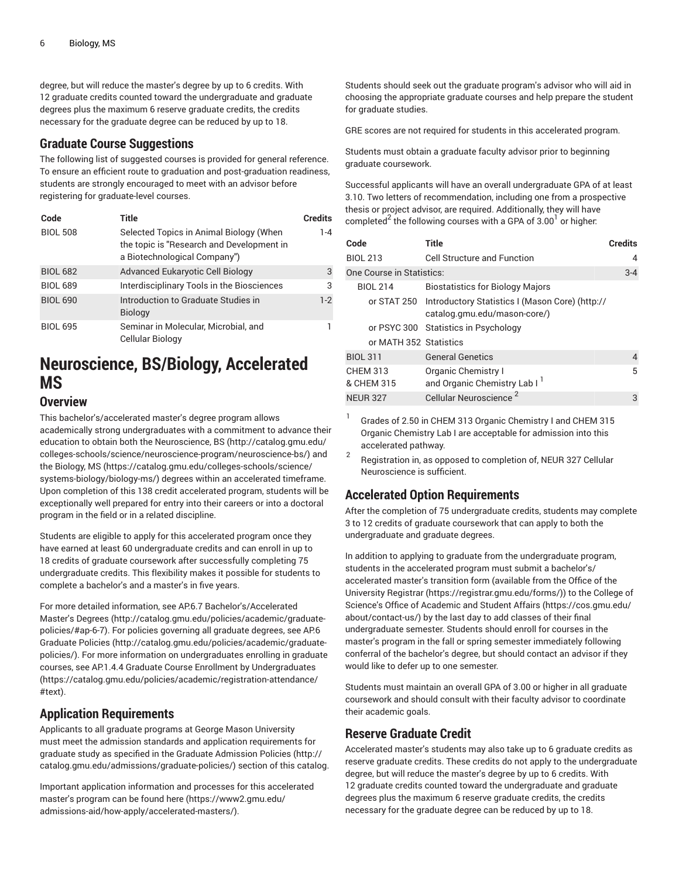degree, but will reduce the master's degree by up to 6 credits. With 12 graduate credits counted toward the undergraduate and graduate degrees plus the maximum 6 reserve graduate credits, the credits necessary for the graduate degree can be reduced by up to 18.

### Graduate Course Suggestions

The following list of suggested courses is provided for general reference. To ensure an efficient route to graduation and post-graduation readiness, students are strongly encouraged to meet with an advisor before registering for graduate-level courses.

| Code | Title | Credits |
|---|---|---|
| BIOL 508 | Selected Topics in Animal Biology (When the topic is "Research and Development in a Biotechnological Company") | 1-4 |
| BIOL 682 | Advanced Eukaryotic Cell Biology | 3 |
| BIOL 689 | Interdisciplinary Tools in the Biosciences | 3 |
| BIOL 690 | Introduction to Graduate Studies in Biology | 1-2 |
| BIOL 695 | Seminar in Molecular, Microbial, and Cellular Biology | 1 |

# Neuroscience, BS/Biology, Accelerated MS

## Overview

This bachelor's/accelerated master's degree program allows academically strong undergraduates with a commitment to advance their education to obtain both the Neuroscience, BS (http://catalog.gmu.edu/colleges-schools/science/neuroscience-program/neuroscience-bs/) and the Biology, MS (https://catalog.gmu.edu/colleges-schools/science/systems-biology/biology-ms/) degrees within an accelerated timeframe. Upon completion of this 138 credit accelerated program, students will be exceptionally well prepared for entry into their careers or into a doctoral program in the field or in a related discipline.

Students are eligible to apply for this accelerated program once they have earned at least 60 undergraduate credits and can enroll in up to 18 credits of graduate coursework after successfully completing 75 undergraduate credits. This flexibility makes it possible for students to complete a bachelor's and a master's in five years.

For more detailed information, see AP.6.7 Bachelor's/Accelerated Master's Degrees (http://catalog.gmu.edu/policies/academic/graduate-policies/#ap-6-7). For policies governing all graduate degrees, see AP.6 Graduate Policies (http://catalog.gmu.edu/policies/academic/graduate-policies/). For more information on undergraduates enrolling in graduate courses, see AP.1.4.4 Graduate Course Enrollment by Undergraduates (https://catalog.gmu.edu/policies/academic/registration-attendance/#text).

## Application Requirements

Applicants to all graduate programs at George Mason University must meet the admission standards and application requirements for graduate study as specified in the Graduate Admission Policies (http://catalog.gmu.edu/admissions/graduate-policies/) section of this catalog.

Important application information and processes for this accelerated master's program can be found here (https://www2.gmu.edu/admissions-aid/how-apply/accelerated-masters/).

Students should seek out the graduate program's advisor who will aid in choosing the appropriate graduate courses and help prepare the student for graduate studies.

GRE scores are not required for students in this accelerated program.

Students must obtain a graduate faculty advisor prior to beginning graduate coursework.

Successful applicants will have an overall undergraduate GPA of at least 3.10. Two letters of recommendation, including one from a prospective thesis or project advisor, are required. Additionally, they will have completed[2] the following courses with a GPA of 3.00[1] or higher:

| Code | Title | Credits |
|---|---|---|
| BIOL 213 | Cell Structure and Function | 4 |
| One Course in Statistics: | | 3-4 |
| BIOL 214 | Biostatistics for Biology Majors | |
| or STAT 250 | Introductory Statistics I (Mason Core) (http://catalog.gmu.edu/mason-core/) | |
| or PSYC 300 | Statistics in Psychology | |
| or MATH 352 | Statistics | |
| BIOL 311 | General Genetics | 4 |
| CHEM 313 & CHEM 315 | Organic Chemistry I and Organic Chemistry Lab I [1] | 5 |
| NEUR 327 | Cellular Neuroscience [2] | 3 |

1. Grades of 2.50 in CHEM 313 Organic Chemistry I and CHEM 315 Organic Chemistry Lab I are acceptable for admission into this accelerated pathway.
2. Registration in, as opposed to completion of, NEUR 327 Cellular Neuroscience is sufficient.

## Accelerated Option Requirements

After the completion of 75 undergraduate credits, students may complete 3 to 12 credits of graduate coursework that can apply to both the undergraduate and graduate degrees.

In addition to applying to graduate from the undergraduate program, students in the accelerated program must submit a bachelor's/accelerated master's transition form (available from the Office of the University Registrar (https://registrar.gmu.edu/forms/)) to the College of Science's Office of Academic and Student Affairs (https://cos.gmu.edu/about/contact-us/) by the last day to add classes of their final undergraduate semester. Students should enroll for courses in the master's program in the fall or spring semester immediately following conferral of the bachelor's degree, but should contact an advisor if they would like to defer up to one semester.

Students must maintain an overall GPA of 3.00 or higher in all graduate coursework and should consult with their faculty advisor to coordinate their academic goals.

## Reserve Graduate Credit

Accelerated master's students may also take up to 6 graduate credits as reserve graduate credits. These credits do not apply to the undergraduate degree, but will reduce the master's degree by up to 6 credits. With 12 graduate credits counted toward the undergraduate and graduate degrees plus the maximum 6 reserve graduate credits, the credits necessary for the graduate degree can be reduced by up to 18.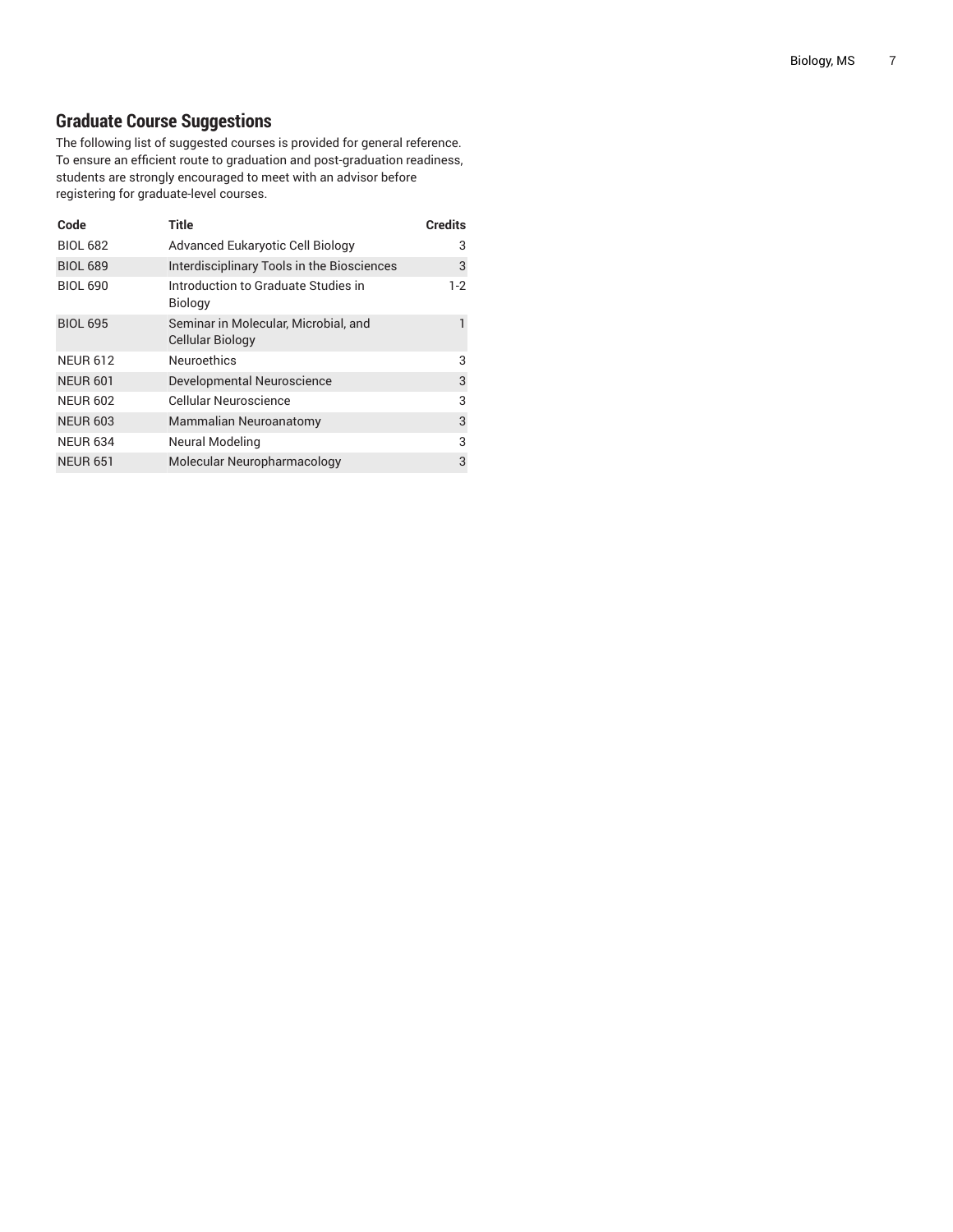## Graduate Course Suggestions

The following list of suggested courses is provided for general reference. To ensure an efficient route to graduation and post-graduation readiness, students are strongly encouraged to meet with an advisor before registering for graduate-level courses.

| Code | Title | Credits |
|---|---|---|
| BIOL 682 | Advanced Eukaryotic Cell Biology | 3 |
| BIOL 689 | Interdisciplinary Tools in the Biosciences | 3 |
| BIOL 690 | Introduction to Graduate Studies in Biology | 1-2 |
| BIOL 695 | Seminar in Molecular, Microbial, and Cellular Biology | 1 |
| NEUR 612 | Neuroethics | 3 |
| NEUR 601 | Developmental Neuroscience | 3 |
| NEUR 602 | Cellular Neuroscience | 3 |
| NEUR 603 | Mammalian Neuroanatomy | 3 |
| NEUR 634 | Neural Modeling | 3 |
| NEUR 651 | Molecular Neuropharmacology | 3 |